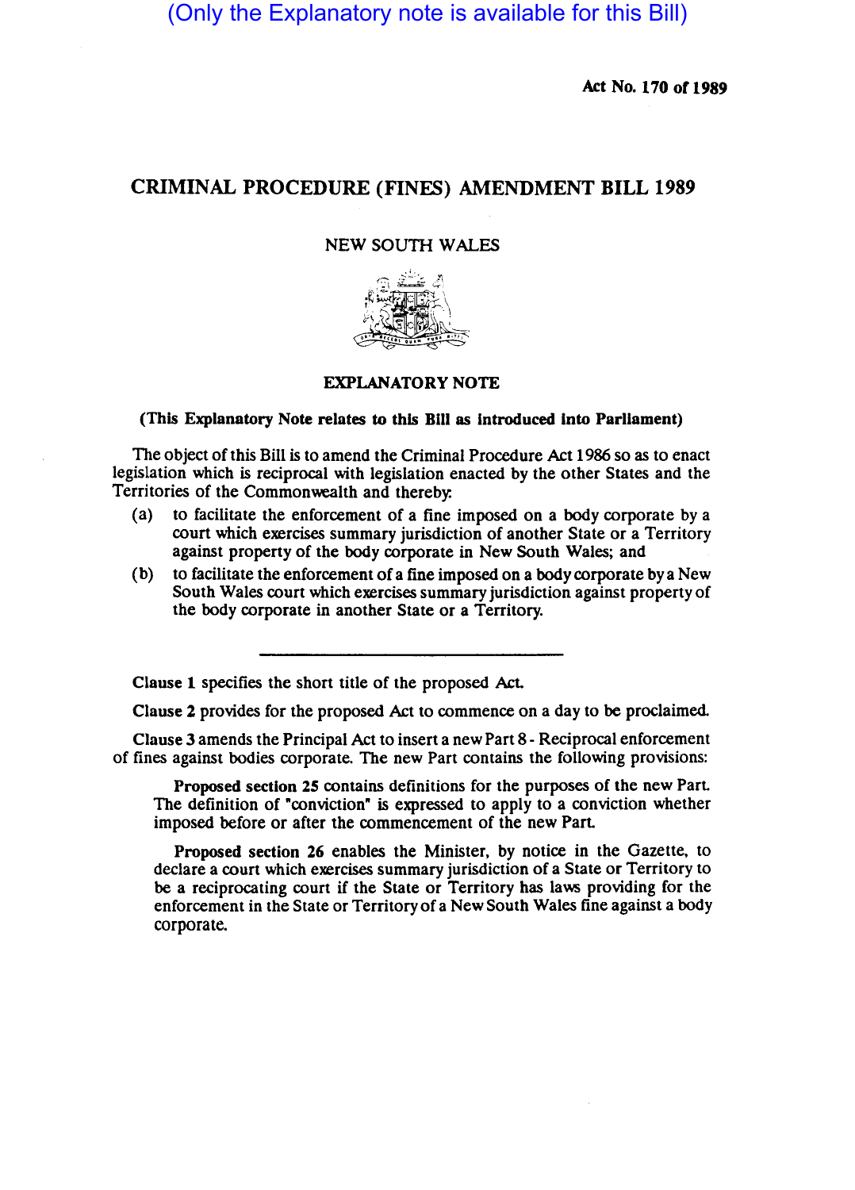(Only the Explanatory note is available for this Bill)

Act No. 170 of 1989

# CRIMINAL PROCEDURE (FINES) AMENDMENT BILL 1989

NEW SOUTH WALES

## EXPLANATORY NOTE

**(This Explanatory Note relates to this Bill as introduced into Parliament)**

The object of this Bill is to amend the Criminal Procedure Act 1986 so as to enact legislation which is reciprocal with legislation enacted by the other States and the Territories of the Commonwealth and thereby:

(a) to facilitate the enforcement of a fine imposed on a body corporate by a court which exercises summary jurisdiction of another State or a Territory against property of the body corporate in New South Wales; and

(b) to facilitate the enforcement of a fine imposed on a body corporate by a New South Wales court which exercises summary jurisdiction against property of the body corporate in another State or a Territory.

---

**Clause 1** specifies the short title of the proposed Act.

**Clause 2** provides for the proposed Act to commence on a day to be proclaimed.

**Clause 3** amends the Principal Act to insert a new Part 8 - Reciprocal enforcement of fines against bodies corporate. The new Part contains the following provisions:

**Proposed section 25** contains definitions for the purposes of the new Part. The definition of "conviction" is expressed to apply to a conviction whether imposed before or after the commencement of the new Part.

**Proposed section 26** enables the Minister, by notice in the Gazette, to declare a court which exercises summary jurisdiction of a State or Territory to be a reciprocating court if the State or Territory has laws providing for the enforcement in the State or Territory of a New South Wales fine against a body corporate.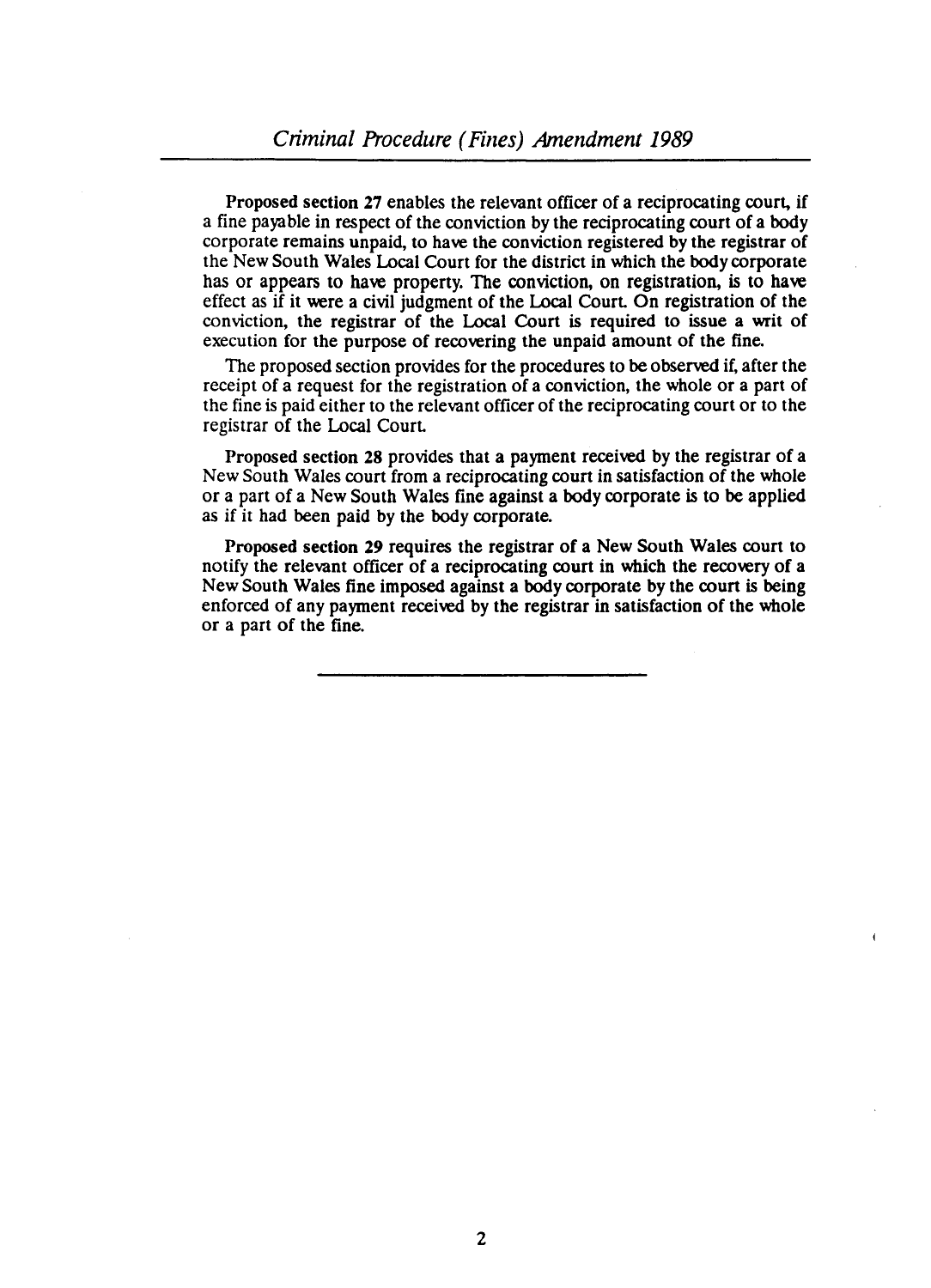**Proposed section 27** enables the relevant officer of a reciprocating court, if a fine payable in respect of the conviction by the reciprocating court of a body corporate remains unpaid, to have the conviction registered by the registrar of the New South Wales Local Court for the district in which the body corporate has or appears to have property. The conviction, on registration, is to have effect as if it were a civil judgment of the Local Court. On registration of the conviction, the registrar of the Local Court is required to issue a writ of execution for the purpose of recovering the unpaid amount of the fine.

The proposed section provides for the procedures to be observed if, after the receipt of a request for the registration of a conviction, the whole or a part of the fine is paid either to the relevant officer of the reciprocating court or to the registrar of the Local Court.

**Proposed section 28** provides that a payment received by the registrar of a New South Wales court from a reciprocating court in satisfaction of the whole or a part of a New South Wales fine against a body corporate is to be applied as if it had been paid by the body corporate.

**Proposed section 29** requires the registrar of a New South Wales court to notify the relevant officer of a reciprocating court in which the recovery of a New South Wales fine imposed against a body corporate by the court is being enforced of any payment received by the registrar in satisfaction of the whole or a part of the fine.